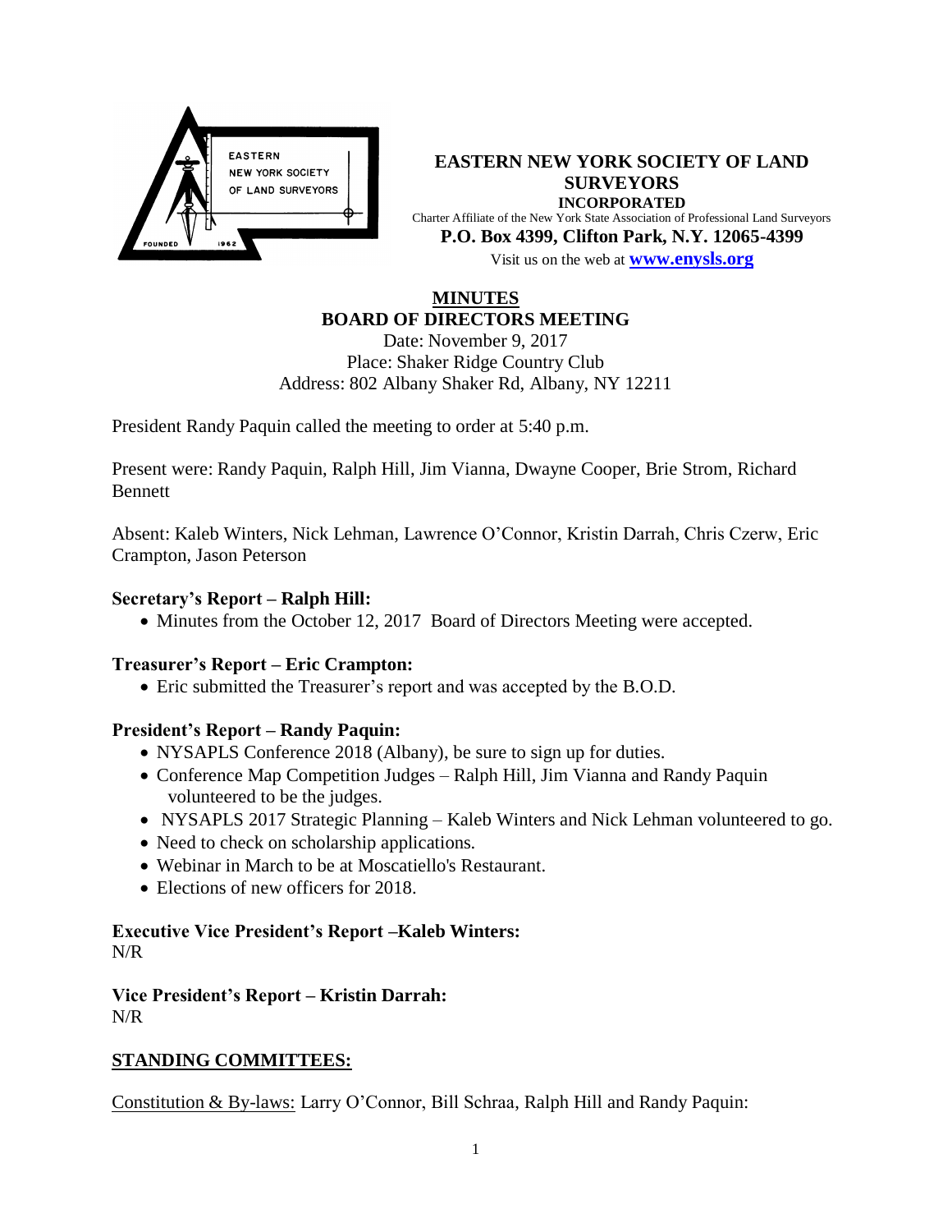**EASTERN NEW YORK SOCIETY OF LAND SURVEYORS**
**INCORPORATED**
Charter Affiliate of the New York State Association of Professional Land Surveyors
**P.O. Box 4399, Clifton Park, N.Y. 12065-4399**
Visit us on the web at **www.enysls.org**

# MINUTES
## BOARD OF DIRECTORS MEETING

Date: November 9, 2017
Place: Shaker Ridge Country Club
Address: 802 Albany Shaker Rd, Albany, NY 12211

President Randy Paquin called the meeting to order at 5:40 p.m.

Present were: Randy Paquin, Ralph Hill, Jim Vianna, Dwayne Cooper, Brie Strom, Richard Bennett

Absent: Kaleb Winters, Nick Lehman, Lawrence O'Connor, Kristin Darrah, Chris Czerw, Eric Crampton, Jason Peterson

### Secretary's Report – Ralph Hill:

- Minutes from the October 12, 2017 Board of Directors Meeting were accepted.

### Treasurer's Report – Eric Crampton:

- Eric submitted the Treasurer's report and was accepted by the B.O.D.

### President's Report – Randy Paquin:

- NYSAPLS Conference 2018 (Albany), be sure to sign up for duties.
- Conference Map Competition Judges – Ralph Hill, Jim Vianna and Randy Paquin volunteered to be the judges.
- NYSAPLS 2017 Strategic Planning – Kaleb Winters and Nick Lehman volunteered to go.
- Need to check on scholarship applications.
- Webinar in March to be at Moscatiello's Restaurant.
- Elections of new officers for 2018.

### Executive Vice President's Report –Kaleb Winters:

N/R

### Vice President's Report – Kristin Darrah:

N/R

## STANDING COMMITTEES:

Constitution & By-laws: Larry O'Connor, Bill Schraa, Ralph Hill and Randy Paquin: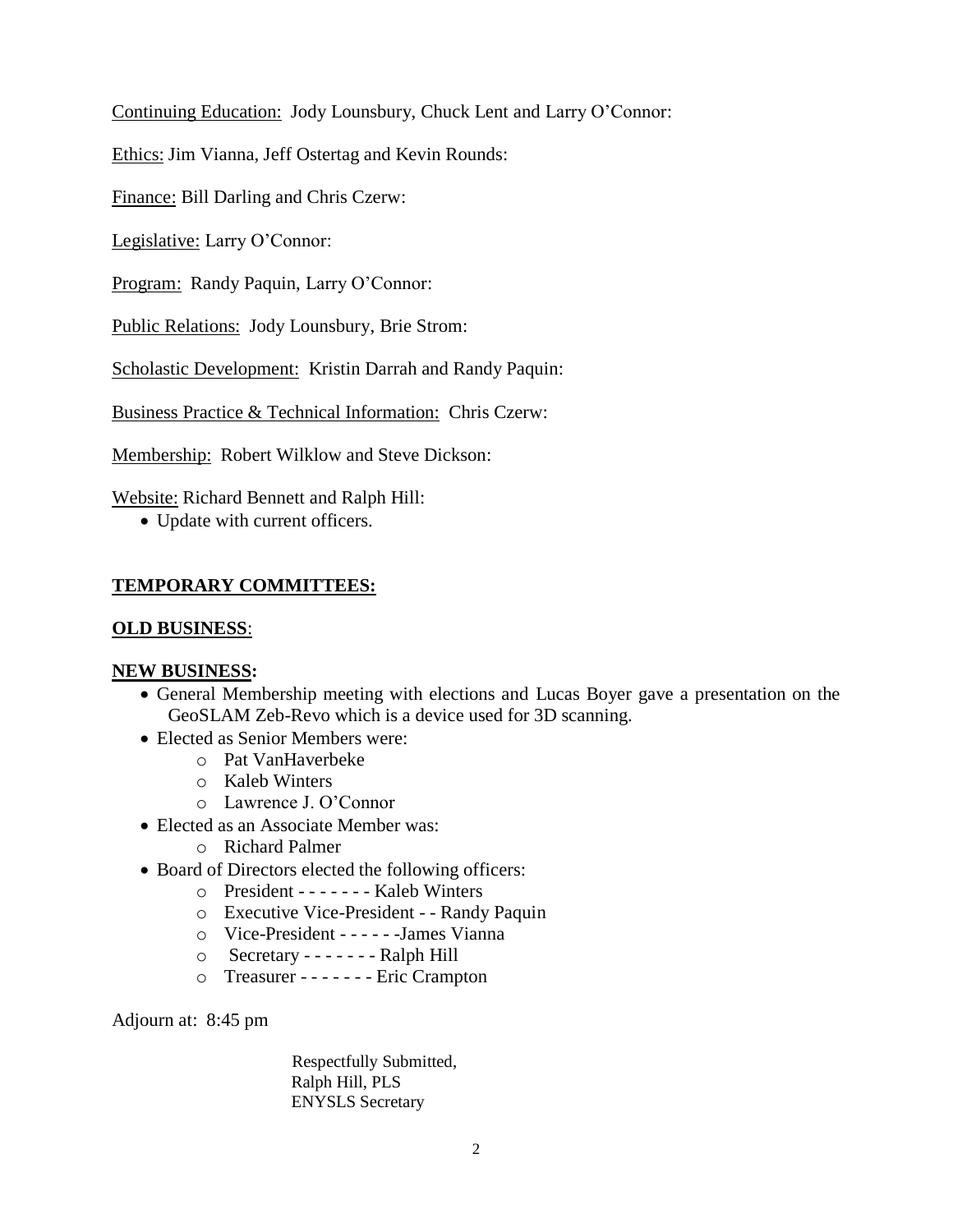Continuing Education: Jody Lounsbury, Chuck Lent and Larry O'Connor:

Ethics: Jim Vianna, Jeff Ostertag and Kevin Rounds:

Finance: Bill Darling and Chris Czerw:

Legislative: Larry O'Connor:

Program: Randy Paquin, Larry O'Connor:

Public Relations: Jody Lounsbury, Brie Strom:

Scholastic Development: Kristin Darrah and Randy Paquin:

Business Practice & Technical Information: Chris Czerw:

Membership: Robert Wilklow and Steve Dickson:

Website: Richard Bennett and Ralph Hill:

- Update with current officers.

**TEMPORARY COMMITTEES:**

**OLD BUSINESS**:

**NEW BUSINESS:**

- General Membership meeting with elections and Lucas Boyer gave a presentation on the GeoSLAM Zeb-Revo which is a device used for 3D scanning.
- Elected as Senior Members were:
  - Pat VanHaverbeke
  - Kaleb Winters
  - Lawrence J. O'Connor
- Elected as an Associate Member was:
  - Richard Palmer
- Board of Directors elected the following officers:
  - President - - - - - - - Kaleb Winters
  - Executive Vice-President - - Randy Paquin
  - Vice-President - - - - - -James Vianna
  - Secretary - - - - - - - Ralph Hill
  - Treasurer - - - - - - - Eric Crampton

Adjourn at: 8:45 pm

Respectfully Submitted,
Ralph Hill, PLS
ENYSLS Secretary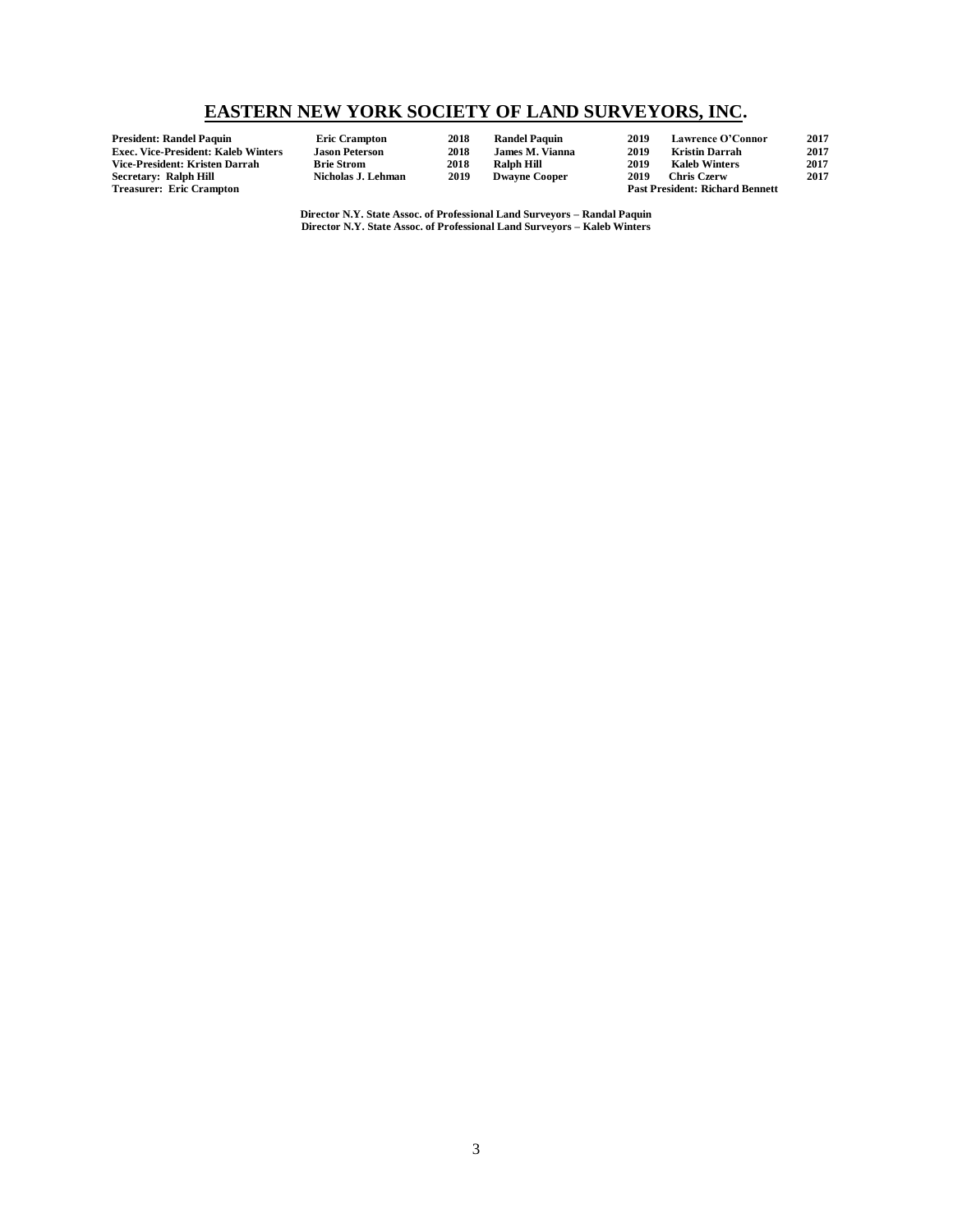## EASTERN NEW YORK SOCIETY OF LAND SURVEYORS, INC.

| | | | | | | | |
|---|---|---|---|---|---|---|---|
| **President: Randel Paquin** | **Eric Crampton** | **2018** | **Randel Paquin** | **2019** | **Lawrence O'Connor** | **2017** |
| **Exec. Vice-President: Kaleb Winters** | **Jason Peterson** | **2018** | **James M. Vianna** | **2019** | **Kristin Darrah** | **2017** |
| **Vice-President: Kristen Darrah** | **Brie Strom** | **2018** | **Ralph Hill** | **2019** | **Kaleb Winters** | **2017** |
| **Secretary: Ralph Hill** | **Nicholas J. Lehman** | **2019** | **Dwayne Cooper** | **2019** | **Chris Czerw** | **2017** |
| **Treasurer: Eric Crampton** | | | | **Past President: Richard Bennett** | | |

**Director N.Y. State Assoc. of Professional Land Surveyors – Randal Paquin**
**Director N.Y. State Assoc. of Professional Land Surveyors – Kaleb Winters**